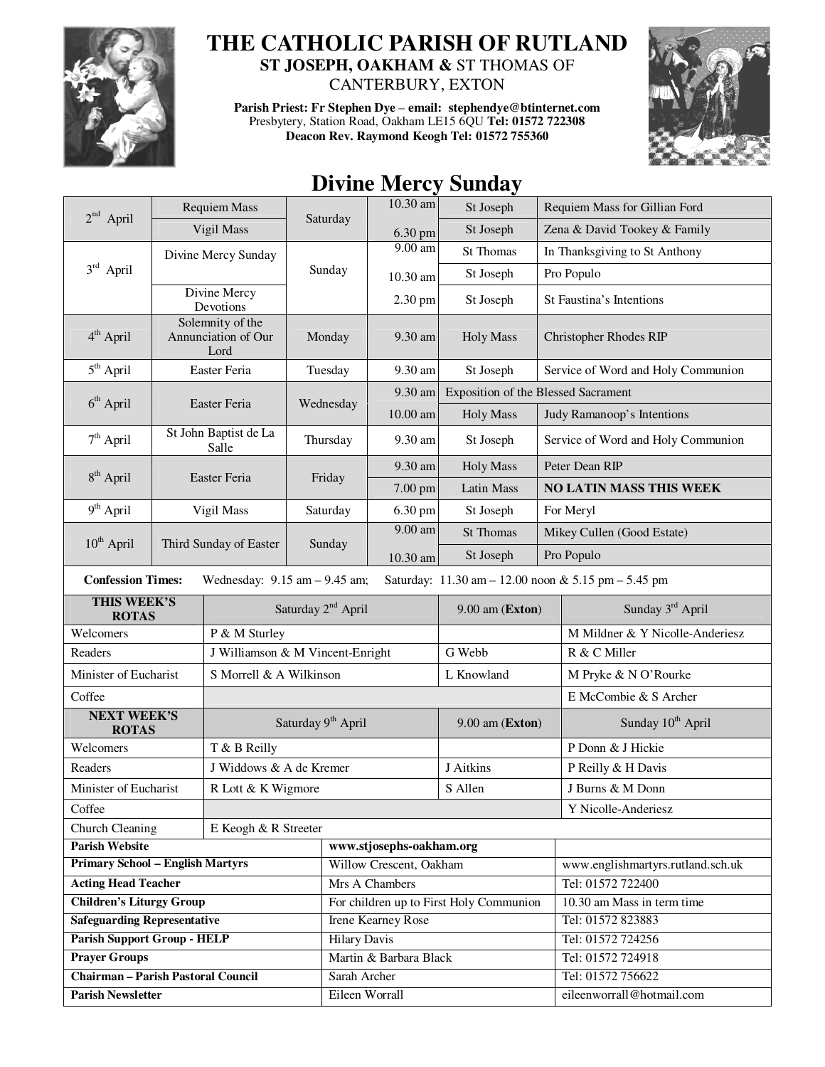# THE CATHOLIC PARISH OF RUTLAND

## ST JOSEPH, OAKHAM & ST THOMAS OF CANTERBURY, EXTON

**Parish Priest: Fr Stephen Dye – email: stephendye@btinternet.com**
Presbytery, Station Road, Oakham LE15 6QU **Tel: 01572 722308**
**Deacon Rev. Raymond Keogh Tel: 01572 755360**

## Divine Mercy Sunday

| Date | Occasion | Day | Time | Place | Intention |
|---|---|---|---|---|---|
| 2nd April | Requiem Mass | Saturday | 10.30 am | St Joseph | Requiem Mass for Gillian Ford |
| | Vigil Mass | | 6.30 pm | St Joseph | Zena & David Tookey & Family |
| 3rd April | Divine Mercy Sunday | Sunday | 9.00 am | St Thomas | In Thanksgiving to St Anthony |
| | | | 10.30 am | St Joseph | Pro Populo |
| | Divine Mercy Devotions | | 2.30 pm | St Joseph | St Faustina's Intentions |
| 4th April | Solemnity of the Annunciation of Our Lord | Monday | 9.30 am | Holy Mass | Christopher Rhodes RIP |
| 5th April | Easter Feria | Tuesday | 9.30 am | St Joseph | Service of Word and Holy Communion |
| 6th April | Easter Feria | Wednesday | 9.30 am | Exposition of the Blessed Sacrament | |
| | | | 10.00 am | Holy Mass | Judy Ramanoop's Intentions |
| 7th April | St John Baptist de La Salle | Thursday | 9.30 am | St Joseph | Service of Word and Holy Communion |
| 8th April | Easter Feria | Friday | 9.30 am | Holy Mass | Peter Dean RIP |
| | | | 7.00 pm | Latin Mass | **NO LATIN MASS THIS WEEK** |
| 9th April | Vigil Mass | Saturday | 6.30 pm | St Joseph | For Meryl |
| 10th April | Third Sunday of Easter | Sunday | 9.00 am | St Thomas | Mikey Cullen (Good Estate) |
| | | | 10.30 am | St Joseph | Pro Populo |

**Confession Times:** Wednesday: 9.15 am – 9.45 am; Saturday: 11.30 am – 12.00 noon & 5.15 pm – 5.45 pm

| **THIS WEEK'S ROTAS** | Saturday 2nd April | 9.00 am (**Exton**) | Sunday 3rd April |
|---|---|---|---|
| Welcomers | P & M Sturley | | M Mildner & Y Nicolle-Anderiesz |
| Readers | J Williamson & M Vincent-Enright | G Webb | R & C Miller |
| Minister of Eucharist | S Morrell & A Wilkinson | L Knowland | M Pryke & N O'Rourke |
| Coffee | | | E McCombie & S Archer |
| **NEXT WEEK'S ROTAS** | Saturday 9th April | 9.00 am (**Exton**) | Sunday 10th April |
| Welcomers | T & B Reilly | | P Donn & J Hickie |
| Readers | J Widdows & A de Kremer | J Aitkins | P Reilly & H Davis |
| Minister of Eucharist | R Lott & K Wigmore | S Allen | J Burns & M Donn |
| Coffee | | | Y Nicolle-Anderiesz |
| Church Cleaning | E Keogh & R Streeter | | |

| | | |
|---|---|---|
| **Parish Website** | **www.stjosephs-oakham.org** | |
| **Primary School – English Martyrs** | Willow Crescent, Oakham | www.englishmartyrs.rutland.sch.uk |
| **Acting Head Teacher** | Mrs A Chambers | Tel: 01572 722400 |
| **Children's Liturgy Group** | For children up to First Holy Communion | 10.30 am Mass in term time |
| **Safeguarding Representative** | Irene Kearney Rose | Tel: 01572 823883 |
| **Parish Support Group - HELP** | Hilary Davis | Tel: 01572 724256 |
| **Prayer Groups** | Martin & Barbara Black | Tel: 01572 724918 |
| **Chairman – Parish Pastoral Council** | Sarah Archer | Tel: 01572 756622 |
| **Parish Newsletter** | Eileen Worrall | eileenworrall@hotmail.com |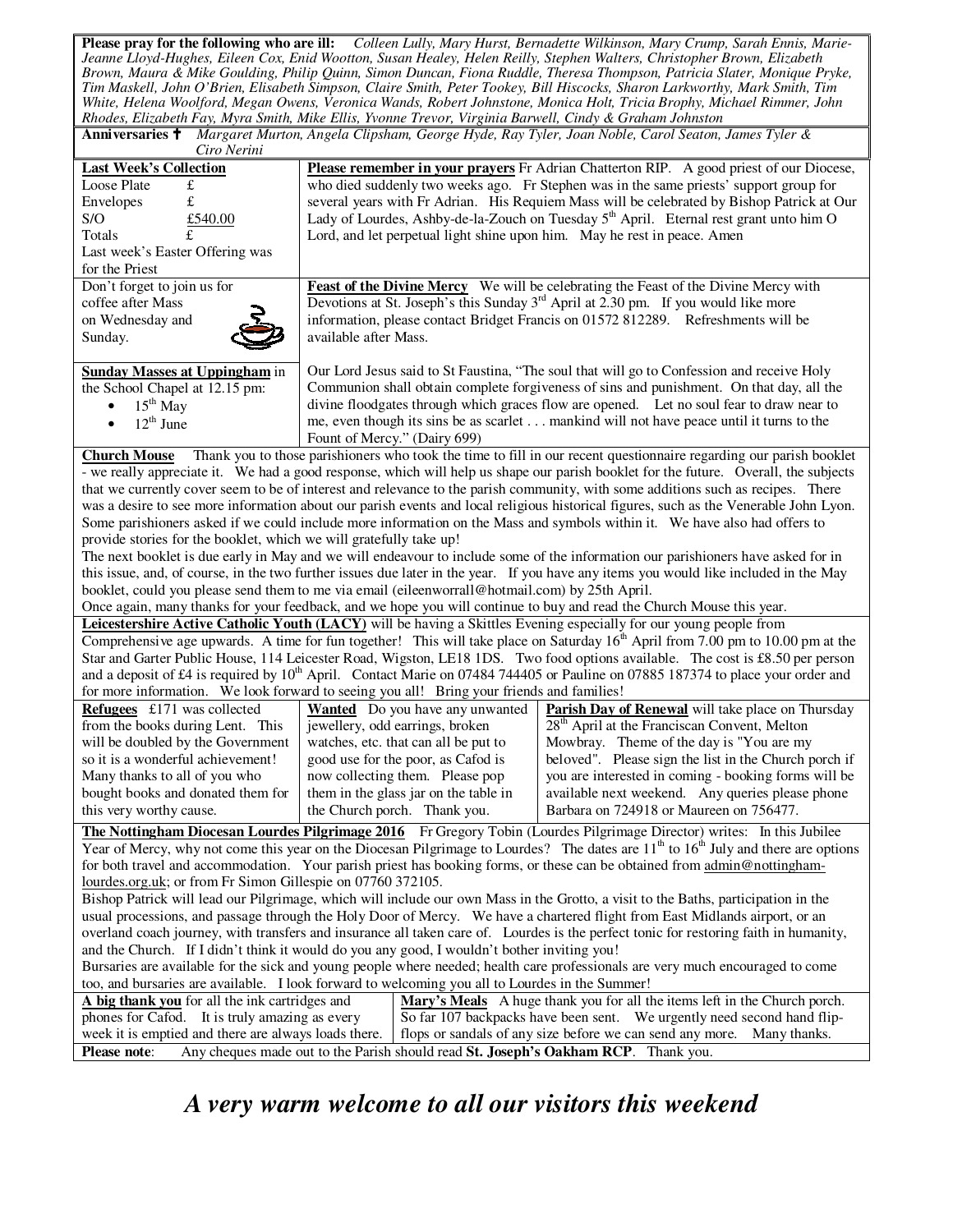**Please pray for the following who are ill:** *Colleen Lully, Mary Hurst, Bernadette Wilkinson, Mary Crump, Sarah Ennis, Marie-Jeanne Lloyd-Hughes, Eileen Cox, Enid Wootton, Susan Healey, Helen Reilly, Stephen Walters, Christopher Brown, Elizabeth Brown, Maura & Mike Goulding, Philip Quinn, Simon Duncan, Fiona Ruddle, Theresa Thompson, Patricia Slater, Monique Pryke, Tim Maskell, John O'Brien, Elisabeth Simpson, Claire Smith, Peter Tookey, Bill Hiscocks, Sharon Larkworthy, Mark Smith, Tim White, Helena Woolford, Megan Owens, Veronica Wands, Robert Johnstone, Monica Holt, Tricia Brophy, Michael Rimmer, John Rhodes, Elizabeth Fay, Myra Smith, Mike Ellis, Yvonne Trevor, Virginia Barwell, Cindy & Graham Johnston*

**Anniversaries ✝** *Margaret Murton, Angela Clipsham, George Hyde, Ray Tyler, Joan Noble, Carol Seaton, James Tyler & Ciro Nerini*

**Last Week's Collection**

| | |
|---|---|
| Loose Plate | £ |
| Envelopes | £ |
| S/O | £540.00 |
| Totals | £ |

Last week's Easter Offering was for the Priest

**Please remember in your prayers** Fr Adrian Chatterton RIP. A good priest of our Diocese, who died suddenly two weeks ago. Fr Stephen was in the same priests' support group for several years with Fr Adrian. His Requiem Mass will be celebrated by Bishop Patrick at Our Lady of Lourdes, Ashby-de-la-Zouch on Tuesday 5th April. Eternal rest grant unto him O Lord, and let perpetual light shine upon him. May he rest in peace. Amen

Don't forget to join us for coffee after Mass on Wednesday and Sunday.

**Feast of the Divine Mercy** We will be celebrating the Feast of the Divine Mercy with Devotions at St. Joseph's this Sunday 3rd April at 2.30 pm. If you would like more information, please contact Bridget Francis on 01572 812289. Refreshments will be available after Mass.

**Sunday Masses at Uppingham** in the School Chapel at 12.15 pm:

- 15th May
- 12th June

Our Lord Jesus said to St Faustina, "The soul that will go to Confession and receive Holy Communion shall obtain complete forgiveness of sins and punishment. On that day, all the divine floodgates through which graces flow are opened. Let no soul fear to draw near to me, even though its sins be as scarlet . . . mankind will not have peace until it turns to the Fount of Mercy." (Dairy 699)

**Church Mouse** Thank you to those parishioners who took the time to fill in our recent questionnaire regarding our parish booklet - we really appreciate it. We had a good response, which will help us shape our parish booklet for the future. Overall, the subjects that we currently cover seem to be of interest and relevance to the parish community, with some additions such as recipes. There was a desire to see more information about our parish events and local religious historical figures, such as the Venerable John Lyon. Some parishioners asked if we could include more information on the Mass and symbols within it. We have also had offers to provide stories for the booklet, which we will gratefully take up!

The next booklet is due early in May and we will endeavour to include some of the information our parishioners have asked for in this issue, and, of course, in the two further issues due later in the year. If you have any items you would like included in the May booklet, could you please send them to me via email (eileenworrall@hotmail.com) by 25th April.

Once again, many thanks for your feedback, and we hope you will continue to buy and read the Church Mouse this year.

**Leicestershire Active Catholic Youth (LACY)** will be having a Skittles Evening especially for our young people from Comprehensive age upwards. A time for fun together! This will take place on Saturday 16th April from 7.00 pm to 10.00 pm at the Star and Garter Public House, 114 Leicester Road, Wigston, LE18 1DS. Two food options available. The cost is £8.50 per person and a deposit of £4 is required by 10th April. Contact Marie on 07484 744405 or Pauline on 07885 187374 to place your order and for more information. We look forward to seeing you all! Bring your friends and families!

**Refugees** £171 was collected from the books during Lent. This will be doubled by the Government so it is a wonderful achievement! Many thanks to all of you who bought books and donated them for this very worthy cause.

**Wanted** Do you have any unwanted jewellery, odd earrings, broken watches, etc. that can all be put to good use for the poor, as Cafod is now collecting them. Please pop them in the glass jar on the table in the Church porch. Thank you.

**Parish Day of Renewal** will take place on Thursday 28th April at the Franciscan Convent, Melton Mowbray. Theme of the day is "You are my beloved". Please sign the list in the Church porch if you are interested in coming - booking forms will be available next weekend. Any queries please phone Barbara on 724918 or Maureen on 756477.

**The Nottingham Diocesan Lourdes Pilgrimage 2016** Fr Gregory Tobin (Lourdes Pilgrimage Director) writes: In this Jubilee Year of Mercy, why not come this year on the Diocesan Pilgrimage to Lourdes? The dates are 11th to 16th July and there are options for both travel and accommodation. Your parish priest has booking forms, or these can be obtained from admin@nottingham-lourdes.org.uk; or from Fr Simon Gillespie on 07760 372105.

Bishop Patrick will lead our Pilgrimage, which will include our own Mass in the Grotto, a visit to the Baths, participation in the usual processions, and passage through the Holy Door of Mercy. We have a chartered flight from East Midlands airport, or an overland coach journey, with transfers and insurance all taken care of. Lourdes is the perfect tonic for restoring faith in humanity, and the Church. If I didn't think it would do you any good, I wouldn't bother inviting you!

Bursaries are available for the sick and young people where needed; health care professionals are very much encouraged to come too, and bursaries are available. I look forward to welcoming you all to Lourdes in the Summer!

**A big thank you** for all the ink cartridges and phones for Cafod. It is truly amazing as every week it is emptied and there are always loads there.

**Mary's Meals** A huge thank you for all the items left in the Church porch. So far 107 backpacks have been sent. We urgently need second hand flip-flops or sandals of any size before we can send any more. Many thanks.

**Please note**: Any cheques made out to the Parish should read **St. Joseph's Oakham RCP**. Thank you.

*A very warm welcome to all our visitors this weekend*